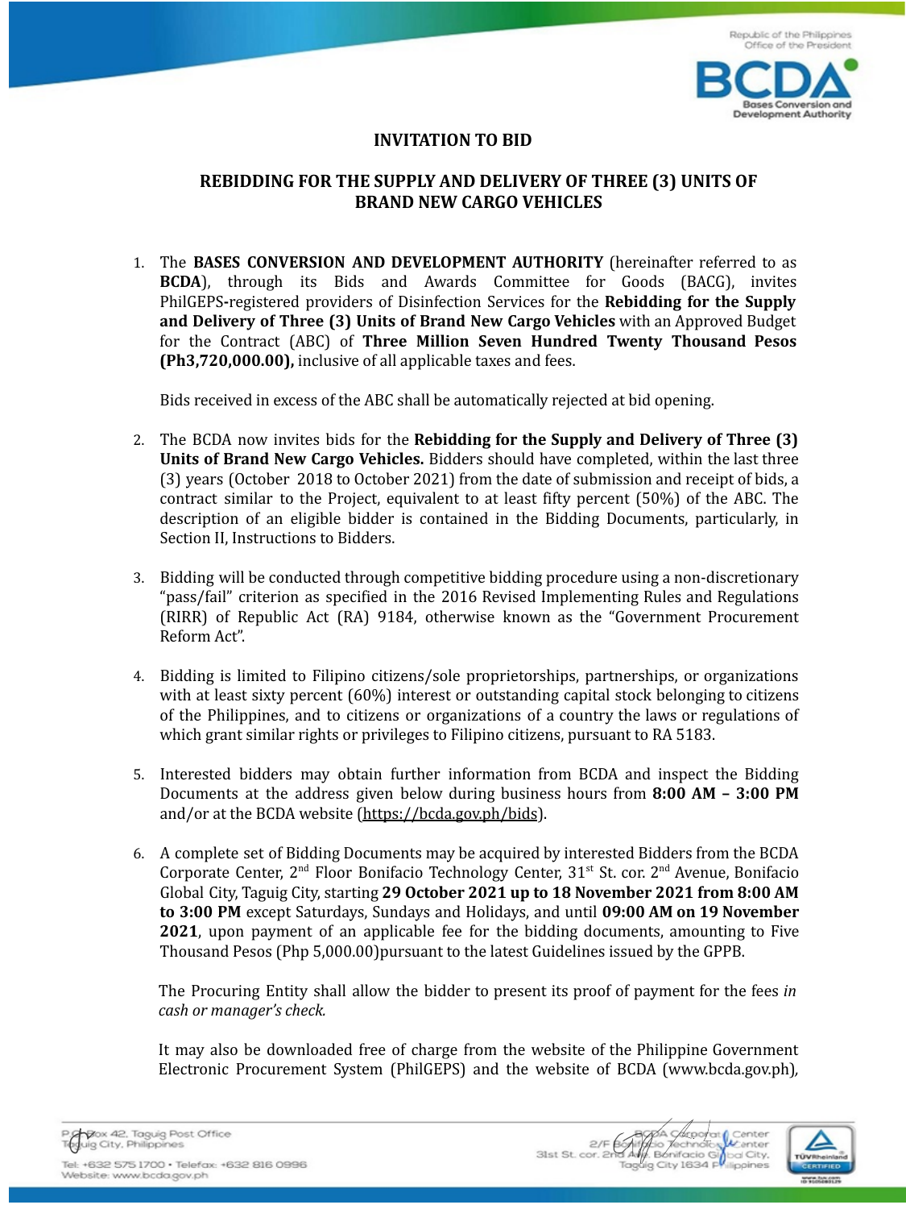# INVITATION TO BID

## REBIDDING FOR THE SUPPLY AND DELIVERY OF THREE (3) UNITS OF BRAND NEW CARGO VEHICLES

1. The **BASES CONVERSION AND DEVELOPMENT AUTHORITY** (hereinafter referred to as **BCDA**), through its Bids and Awards Committee for Goods (BACG), invites PhilGEPS-registered providers of Disinfection Services for the **Rebidding for the Supply and Delivery of Three (3) Units of Brand New Cargo Vehicles** with an Approved Budget for the Contract (ABC) of **Three Million Seven Hundred Twenty Thousand Pesos (Ph3,720,000.00),** inclusive of all applicable taxes and fees.

   Bids received in excess of the ABC shall be automatically rejected at bid opening.

2. The BCDA now invites bids for the **Rebidding for the Supply and Delivery of Three (3) Units of Brand New Cargo Vehicles.** Bidders should have completed, within the last three (3) years (October 2018 to October 2021) from the date of submission and receipt of bids, a contract similar to the Project, equivalent to at least fifty percent (50%) of the ABC. The description of an eligible bidder is contained in the Bidding Documents, particularly, in Section II, Instructions to Bidders.

3. Bidding will be conducted through competitive bidding procedure using a non-discretionary "pass/fail" criterion as specified in the 2016 Revised Implementing Rules and Regulations (RIRR) of Republic Act (RA) 9184, otherwise known as the "Government Procurement Reform Act".

4. Bidding is limited to Filipino citizens/sole proprietorships, partnerships, or organizations with at least sixty percent (60%) interest or outstanding capital stock belonging to citizens of the Philippines, and to citizens or organizations of a country the laws or regulations of which grant similar rights or privileges to Filipino citizens, pursuant to RA 5183.

5. Interested bidders may obtain further information from BCDA and inspect the Bidding Documents at the address given below during business hours from **8:00 AM – 3:00 PM** and/or at the BCDA website (https://bcda.gov.ph/bids).

6. A complete set of Bidding Documents may be acquired by interested Bidders from the BCDA Corporate Center, 2nd Floor Bonifacio Technology Center, 31st St. cor. 2nd Avenue, Bonifacio Global City, Taguig City, starting **29 October 2021 up to 18 November 2021 from 8:00 AM to 3:00 PM** except Saturdays, Sundays and Holidays, and until **09:00 AM on 19 November 2021**, upon payment of an applicable fee for the bidding documents, amounting to Five Thousand Pesos (Php 5,000.00)pursuant to the latest Guidelines issued by the GPPB.

   The Procuring Entity shall allow the bidder to present its proof of payment for the fees *in cash or manager's check.*

   It may also be downloaded free of charge from the website of the Philippine Government Electronic Procurement System (PhilGEPS) and the website of BCDA (www.bcda.gov.ph),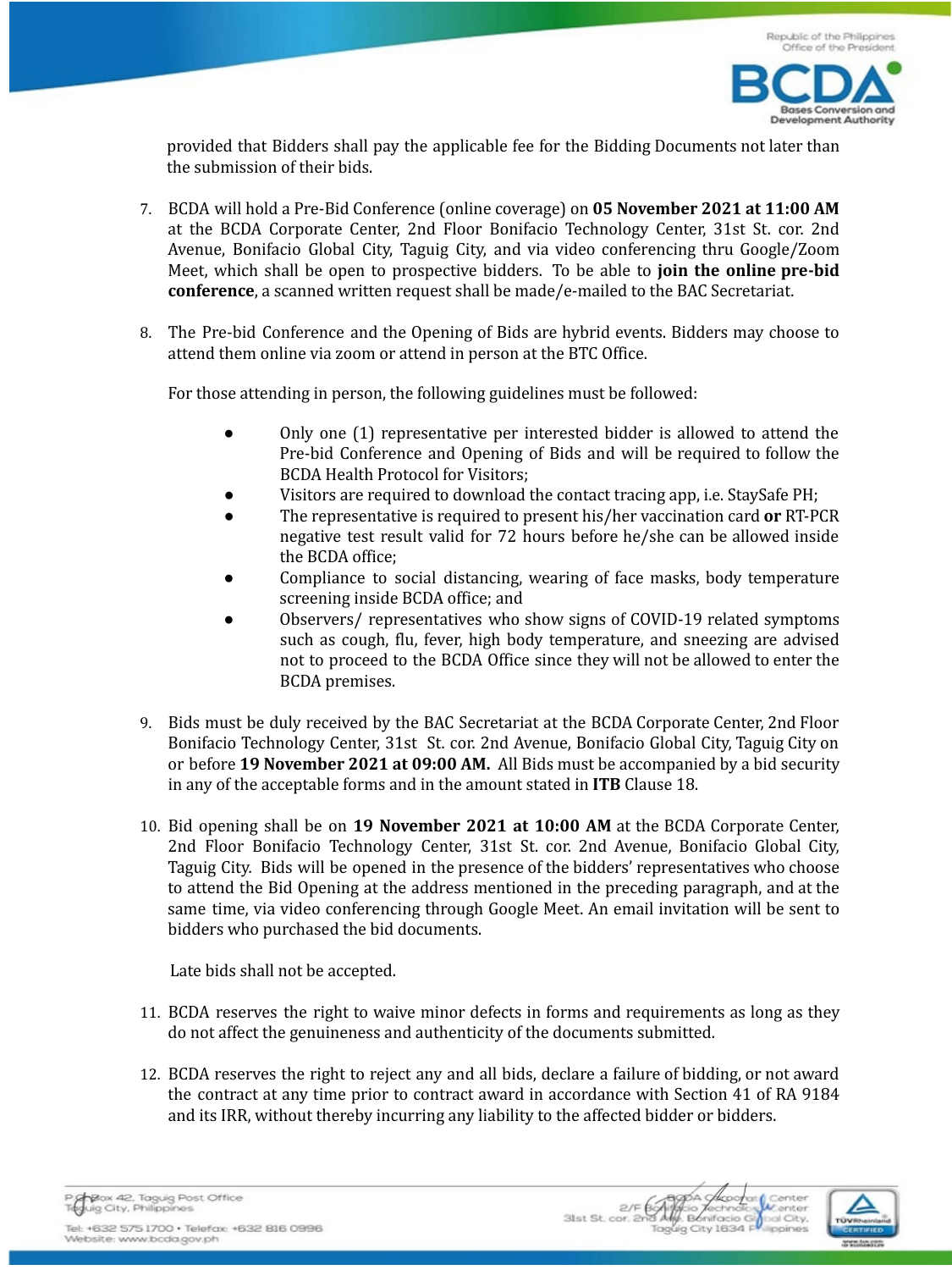provided that Bidders shall pay the applicable fee for the Bidding Documents not later than the submission of their bids.

7. BCDA will hold a Pre-Bid Conference (online coverage) on **05 November 2021 at 11:00 AM** at the BCDA Corporate Center, 2nd Floor Bonifacio Technology Center, 31st St. cor. 2nd Avenue, Bonifacio Global City, Taguig City, and via video conferencing thru Google/Zoom Meet, which shall be open to prospective bidders. To be able to **join the online pre-bid conference**, a scanned written request shall be made/e-mailed to the BAC Secretariat.

8. The Pre-bid Conference and the Opening of Bids are hybrid events. Bidders may choose to attend them online via zoom or attend in person at the BTC Office.

   For those attending in person, the following guidelines must be followed:

   - Only one (1) representative per interested bidder is allowed to attend the Pre-bid Conference and Opening of Bids and will be required to follow the BCDA Health Protocol for Visitors;
   - Visitors are required to download the contact tracing app, i.e. StaySafe PH;
   - The representative is required to present his/her vaccination card **or** RT-PCR negative test result valid for 72 hours before he/she can be allowed inside the BCDA office;
   - Compliance to social distancing, wearing of face masks, body temperature screening inside BCDA office; and
   - Observers/ representatives who show signs of COVID-19 related symptoms such as cough, flu, fever, high body temperature, and sneezing are advised not to proceed to the BCDA Office since they will not be allowed to enter the BCDA premises.

9. Bids must be duly received by the BAC Secretariat at the BCDA Corporate Center, 2nd Floor Bonifacio Technology Center, 31st St. cor. 2nd Avenue, Bonifacio Global City, Taguig City on or before **19 November 2021 at 09:00 AM.** All Bids must be accompanied by a bid security in any of the acceptable forms and in the amount stated in **ITB** Clause 18.

10. Bid opening shall be on **19 November 2021 at 10:00 AM** at the BCDA Corporate Center, 2nd Floor Bonifacio Technology Center, 31st St. cor. 2nd Avenue, Bonifacio Global City, Taguig City. Bids will be opened in the presence of the bidders' representatives who choose to attend the Bid Opening at the address mentioned in the preceding paragraph, and at the same time, via video conferencing through Google Meet. An email invitation will be sent to bidders who purchased the bid documents.

    Late bids shall not be accepted.

11. BCDA reserves the right to waive minor defects in forms and requirements as long as they do not affect the genuineness and authenticity of the documents submitted.

12. BCDA reserves the right to reject any and all bids, declare a failure of bidding, or not award the contract at any time prior to contract award in accordance with Section 41 of RA 9184 and its IRR, without thereby incurring any liability to the affected bidder or bidders.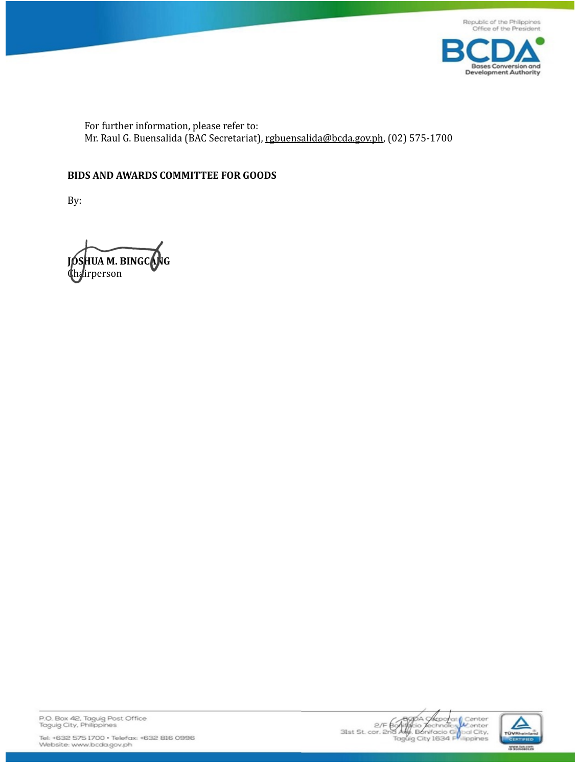For further information, please refer to:
Mr. Raul G. Buensalida (BAC Secretariat), rgbuensalida@bcda.gov.ph, (02) 575-1700

**BIDS AND AWARDS COMMITTEE FOR GOODS**

By:

**JOSHUA M. BINGCANG**
Chairperson